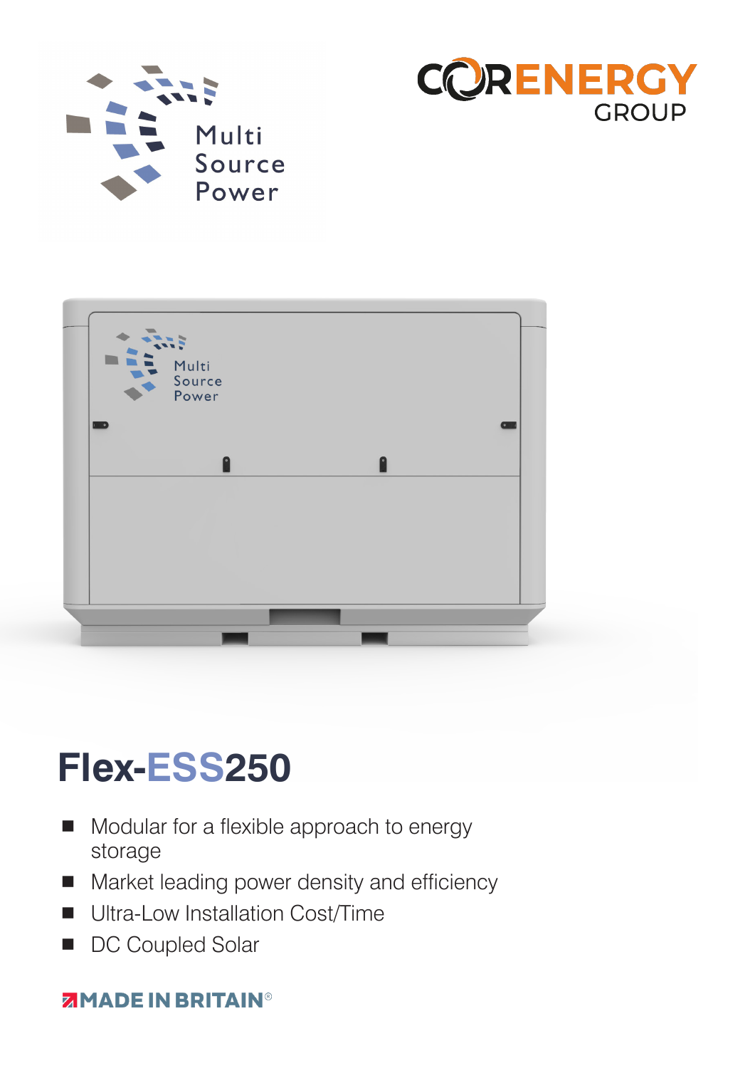Multi Source Power

CORENERGY GROUP

# Flex-ESS250

- Modular for a flexible approach to energy storage
- Market leading power density and efficiency
- Ultra-Low Installation Cost/Time
- DC Coupled Solar

MADE IN BRITAIN®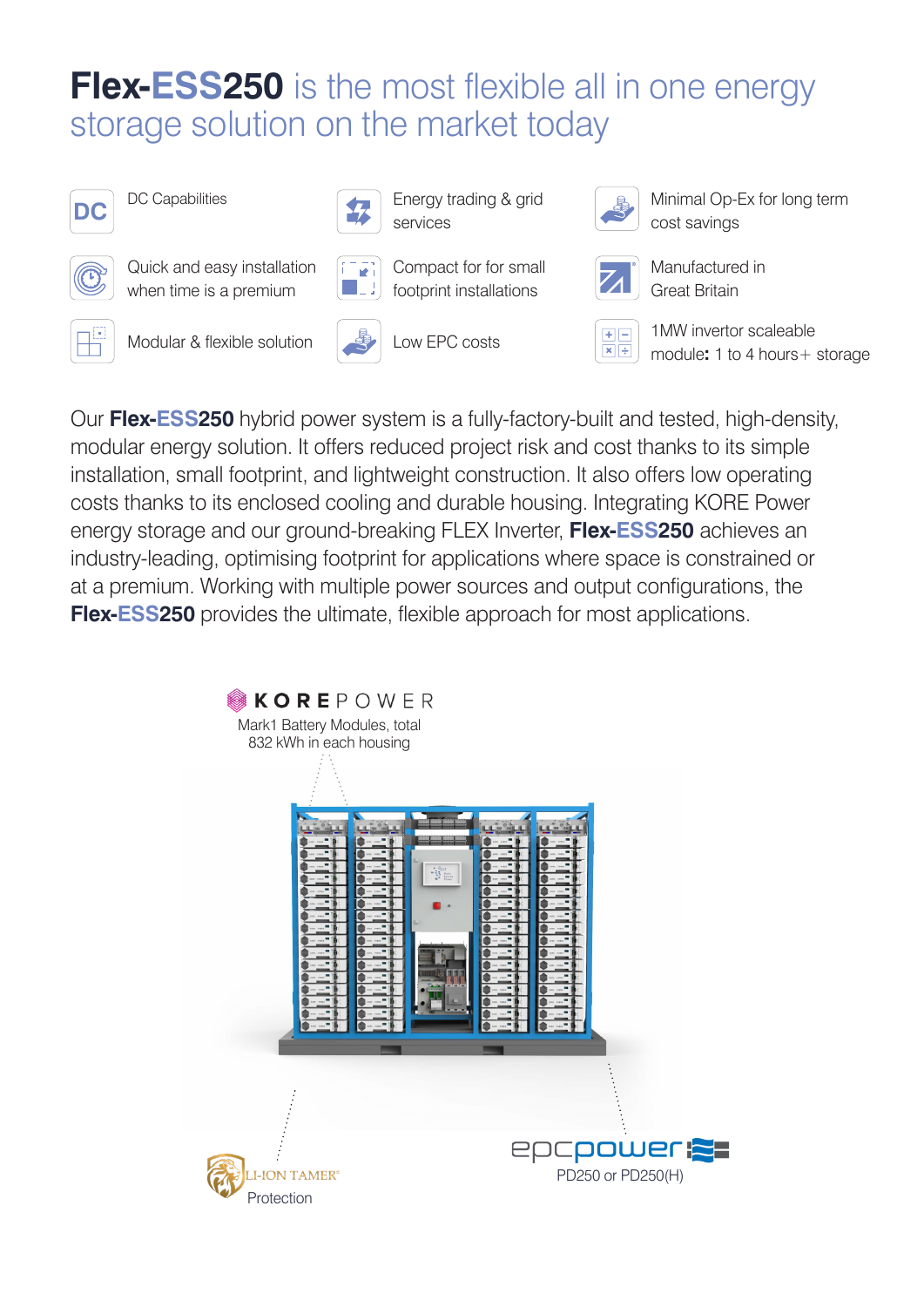# **Flex-ESS250** is the most flexible all in one energy storage solution on the market today

- DC Capabilities
- Energy trading & grid services
- Minimal Op-Ex for long term cost savings
- Quick and easy installation when time is a premium
- Compact for for small footprint installations
- Manufactured in Great Britain
- Modular & flexible solution
- Low EPC costs
- 1MW invertor scaleable module**:** 1 to 4 hours+ storage

Our **Flex-ESS250** hybrid power system is a fully-factory-built and tested, high-density, modular energy solution. It offers reduced project risk and cost thanks to its simple installation, small footprint, and lightweight construction. It also offers low operating costs thanks to its enclosed cooling and durable housing. Integrating KORE Power energy storage and our ground-breaking FLEX Inverter, **Flex-ESS250** achieves an industry-leading, optimising footprint for applications where space is constrained or at a premium. Working with multiple power sources and output configurations, the **Flex-ESS250** provides the ultimate, flexible approach for most applications.

KOREPOWER
Mark1 Battery Modules, total 832 kWh in each housing

LI-ION TAMER®
Protection

epcpower
PD250 or PD250(H)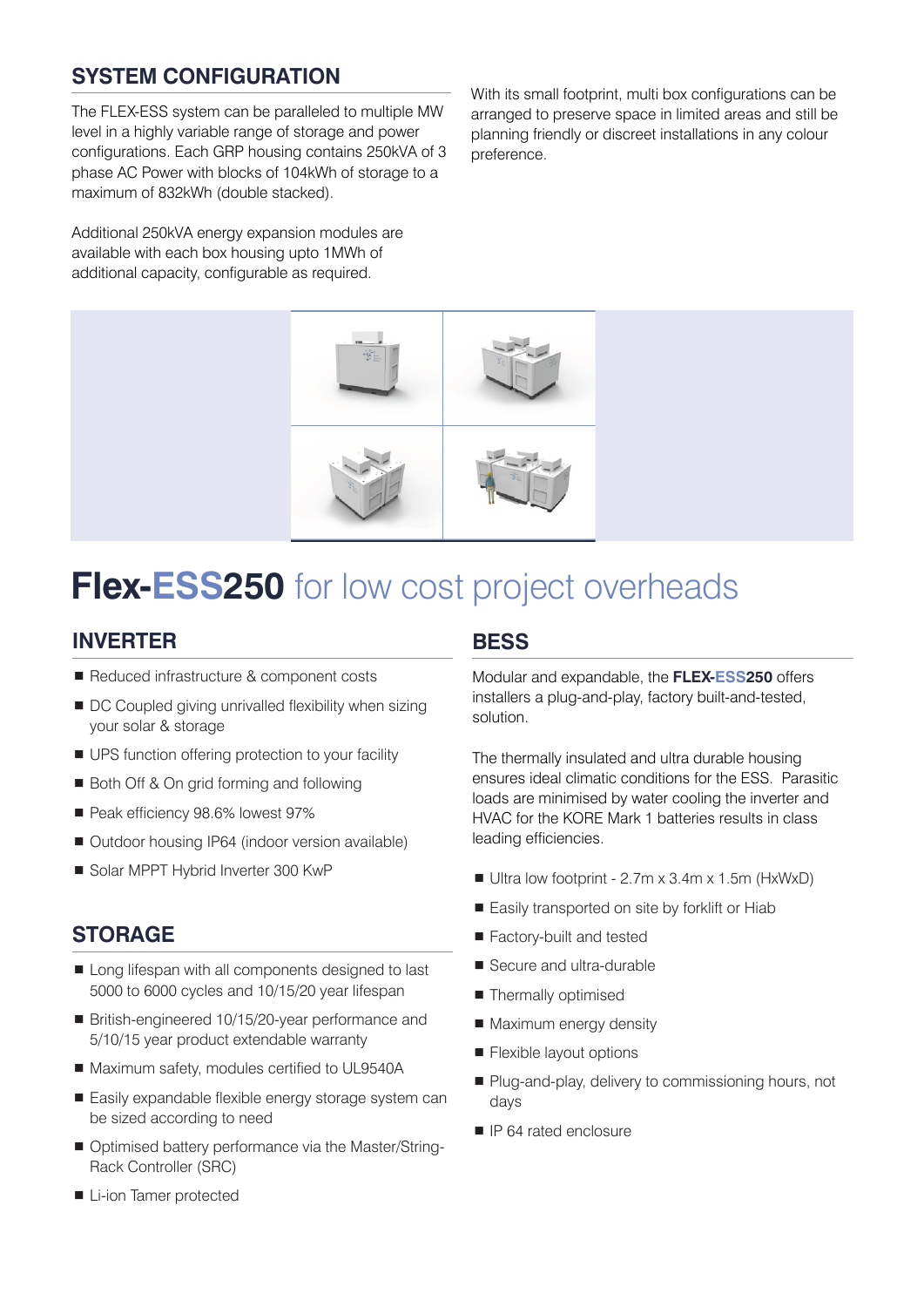## SYSTEM CONFIGURATION

The FLEX-ESS system can be paralleled to multiple MW level in a highly variable range of storage and power configurations. Each GRP housing contains 250kVA of 3 phase AC Power with blocks of 104kWh of storage to a maximum of 832kWh (double stacked).

Additional 250kVA energy expansion modules are available with each box housing upto 1MWh of additional capacity, configurable as required.

With its small footprint, multi box configurations can be arranged to preserve space in limited areas and still be planning friendly or discreet installations in any colour preference.

# **Flex-ESS250** for low cost project overheads

## INVERTER

- Reduced infrastructure & component costs
- DC Coupled giving unrivalled flexibility when sizing your solar & storage
- UPS function offering protection to your facility
- Both Off & On grid forming and following
- Peak efficiency 98.6% lowest 97%
- Outdoor housing IP64 (indoor version available)
- Solar MPPT Hybrid Inverter 300 KwP

## STORAGE

- Long lifespan with all components designed to last 5000 to 6000 cycles and 10/15/20 year lifespan
- British-engineered 10/15/20-year performance and 5/10/15 year product extendable warranty
- Maximum safety, modules certified to UL9540A
- Easily expandable flexible energy storage system can be sized according to need
- Optimised battery performance via the Master/String-Rack Controller (SRC)
- Li-ion Tamer protected

## BESS

Modular and expandable, the **FLEX-ESS250** offers installers a plug-and-play, factory built-and-tested, solution.

The thermally insulated and ultra durable housing ensures ideal climatic conditions for the ESS. Parasitic loads are minimised by water cooling the inverter and HVAC for the KORE Mark 1 batteries results in class leading efficiencies.

- Ultra low footprint - 2.7m x 3.4m x 1.5m (HxWxD)
- Easily transported on site by forklift or Hiab
- Factory-built and tested
- Secure and ultra-durable
- Thermally optimised
- Maximum energy density
- Flexible layout options
- Plug-and-play, delivery to commissioning hours, not days
- IP 64 rated enclosure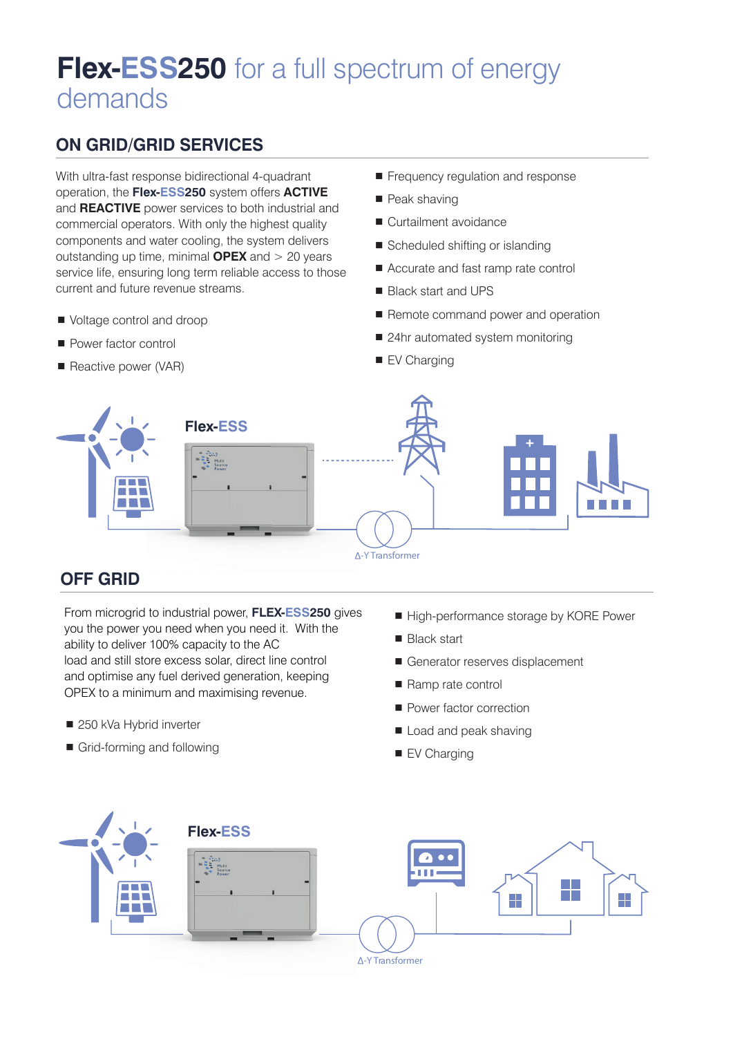# **Flex-ESS250** for a full spectrum of energy demands

## ON GRID/GRID SERVICES

With ultra-fast response bidirectional 4-quadrant operation, the **Flex-ESS250** system offers **ACTIVE** and **REACTIVE** power services to both industrial and commercial operators. With only the highest quality components and water cooling, the system delivers outstanding up time, minimal **OPEX** and > 20 years service life, ensuring long term reliable access to those current and future revenue streams.

- Voltage control and droop
- Power factor control
- Reactive power (VAR)
- Frequency regulation and response
- Peak shaving
- Curtailment avoidance
- Scheduled shifting or islanding
- Accurate and fast ramp rate control
- Black start and UPS
- Remote command power and operation
- 24hr automated system monitoring
- EV Charging

Flex-ESS

Δ-Y Transformer

## OFF GRID

From microgrid to industrial power, **FLEX-ESS250** gives you the power you need when you need it. With the ability to deliver 100% capacity to the AC load and still store excess solar, direct line control and optimise any fuel derived generation, keeping OPEX to a minimum and maximising revenue.

- 250 kVa Hybrid inverter
- Grid-forming and following
- High-performance storage by KORE Power
- Black start
- Generator reserves displacement
- Ramp rate control
- Power factor correction
- Load and peak shaving
- EV Charging

Flex-ESS

Δ-Y Transformer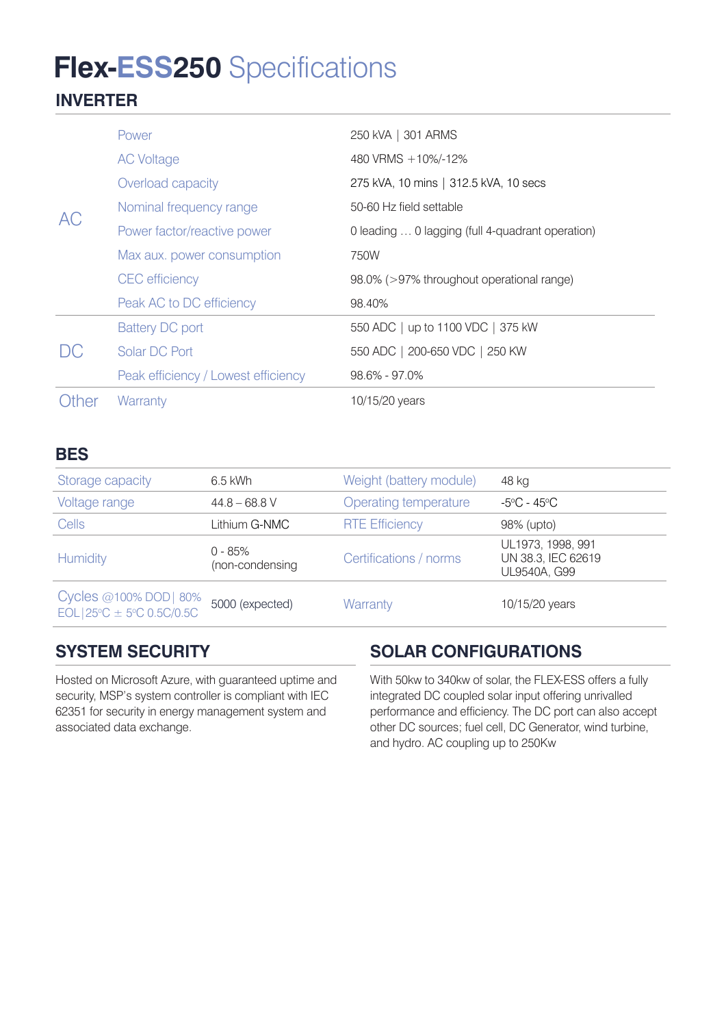# Flex-ESS250 Specifications

## INVERTER

| | | |
|---|---|---|
| AC | Power | 250 kVA \| 301 ARMS |
| | AC Voltage | 480 VRMS +10%/-12% |
| | Overload capacity | 275 kVA, 10 mins \| 312.5 kVA, 10 secs |
| | Nominal frequency range | 50-60 Hz field settable |
| | Power factor/reactive power | 0 leading … 0 lagging (full 4-quadrant operation) |
| | Max aux. power consumption | 750W |
| | CEC efficiency | 98.0% (>97% throughout operational range) |
| | Peak AC to DC efficiency | 98.40% |
| DC | Battery DC port | 550 ADC \| up to 1100 VDC \| 375 kW |
| | Solar DC Port | 550 ADC \| 200-650 VDC \| 250 KW |
| | Peak efficiency / Lowest efficiency | 98.6% - 97.0% |
| Other | Warranty | 10/15/20 years |

## BES

| | | | |
|---|---|---|---|
| Storage capacity | 6.5 kWh | Weight (battery module) | 48 kg |
| Voltage range | 44.8 – 68.8 V | Operating temperature | -5°C - 45°C |
| Cells | Lithium G-NMC | RTE Efficiency | 98% (upto) |
| Humidity | 0 - 85% (non-condensing | Certifications / norms | UL1973, 1998, 991 UN 38.3, IEC 62619 UL9540A, G99 |
| Cycles @100% DOD\| 80% EOL\|25°C ± 5°C 0.5C/0.5C | 5000 (expected) | Warranty | 10/15/20 years |

## SYSTEM SECURITY

Hosted on Microsoft Azure, with guaranteed uptime and security, MSP's system controller is compliant with IEC 62351 for security in energy management system and associated data exchange.

## SOLAR CONFIGURATIONS

With 50kw to 340kw of solar, the FLEX-ESS offers a fully integrated DC coupled solar input offering unrivalled performance and efficiency. The DC port can also accept other DC sources; fuel cell, DC Generator, wind turbine, and hydro. AC coupling up to 250Kw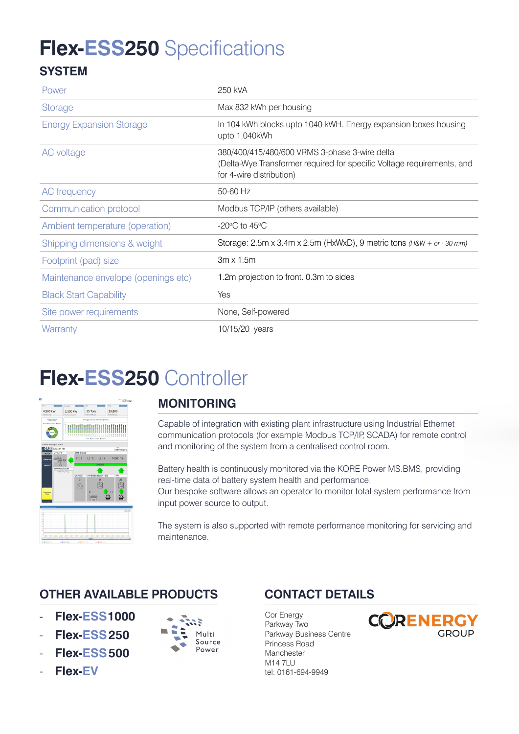# Flex-ESS250 Specifications

## SYSTEM

| | |
|---|---|
| Power | 250 kVA |
| Storage | Max 832 kWh per housing |
| Energy Expansion Storage | In 104 kWh blocks upto 1040 kWH. Energy expansion boxes housing upto 1,040kWh |
| AC voltage | 380/400/415/480/600 VRMS 3-phase 3-wire delta (Delta-Wye Transformer required for specific Voltage requirements, and for 4-wire distribution) |
| AC frequency | 50-60 Hz |
| Communication protocol | Modbus TCP/IP (others available) |
| Ambient temperature (operation) | -20ºC to 45ºC |
| Shipping dimensions & weight | Storage: 2.5m x 3.4m x 2.5m (HxWxD), 9 metric tons *(H&W + or - 30 mm)* |
| Footprint (pad) size | 3m x 1.5m |
| Maintenance envelope (openings etc) | 1.2m projection to front. 0.3m to sides |
| Black Start Capability | Yes |
| Site power requirements | None, Self-powered |
| Warranty | 10/15/20 years |

# Flex-ESS250 Controller

## MONITORING

Capable of integration with existing plant infrastructure using Industrial Ethernet communication protocols (for example Modbus TCP/IP, SCADA) for remote control and monitoring of the system from a centralised control room.

Battery health is continuously monitored via the KORE Power MS.BMS, providing real-time data of battery system health and performance.
Our bespoke software allows an operator to monitor total system performance from input power source to output.

The system is also supported with remote performance monitoring for servicing and maintenance.

## OTHER AVAILABLE PRODUCTS

- **Flex-ESS1000**
- **Flex-ESS250**
- **Flex-ESS500**
- **Flex-EV**

Multi Source Power

## CONTACT DETAILS

Cor Energy
Parkway Two
Parkway Business Centre
Princess Road
Manchester
M14 7LU
tel: 0161-694-9949

CORENERGY GROUP